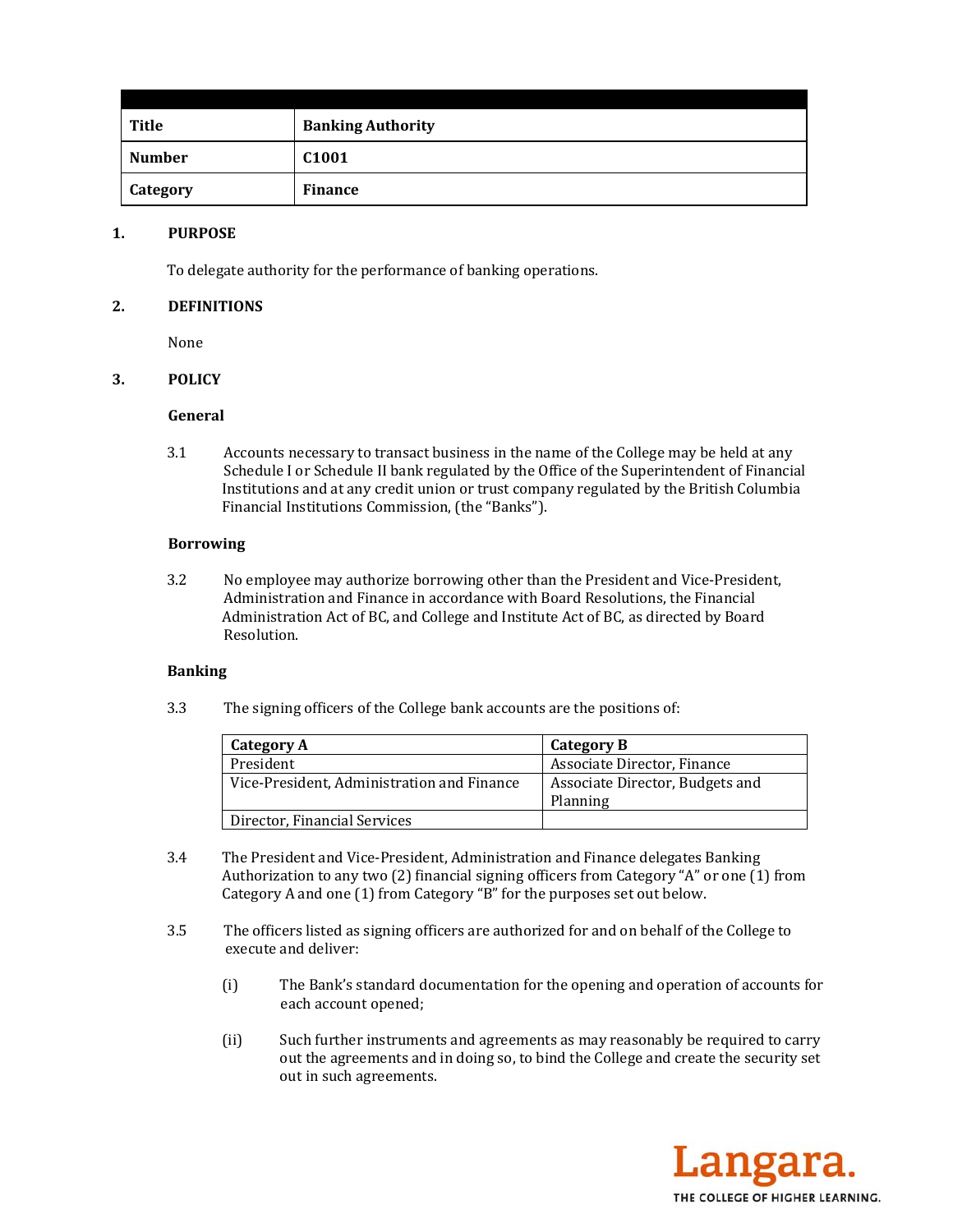| Title | Banking Authority |
|---|---|
| Number | C1001 |
| Category | Finance |

## 1. PURPOSE

To delegate authority for the performance of banking operations.

## 2. DEFINITIONS

None

## 3. POLICY

### General

3.1 Accounts necessary to transact business in the name of the College may be held at any Schedule I or Schedule II bank regulated by the Office of the Superintendent of Financial Institutions and at any credit union or trust company regulated by the British Columbia Financial Institutions Commission, (the "Banks").

### Borrowing

3.2 No employee may authorize borrowing other than the President and Vice-President, Administration and Finance in accordance with Board Resolutions, the Financial Administration Act of BC, and College and Institute Act of BC, as directed by Board Resolution.

### Banking

3.3 The signing officers of the College bank accounts are the positions of:

| Category A | Category B |
|---|---|
| President | Associate Director, Finance |
| Vice-President, Administration and Finance | Associate Director, Budgets and Planning |
| Director, Financial Services | |

3.4 The President and Vice-President, Administration and Finance delegates Banking Authorization to any two (2) financial signing officers from Category "A" or one (1) from Category A and one (1) from Category "B" for the purposes set out below.

3.5 The officers listed as signing officers are authorized for and on behalf of the College to execute and deliver:

(i) The Bank's standard documentation for the opening and operation of accounts for each account opened;

(ii) Such further instruments and agreements as may reasonably be required to carry out the agreements and in doing so, to bind the College and create the security set out in such agreements.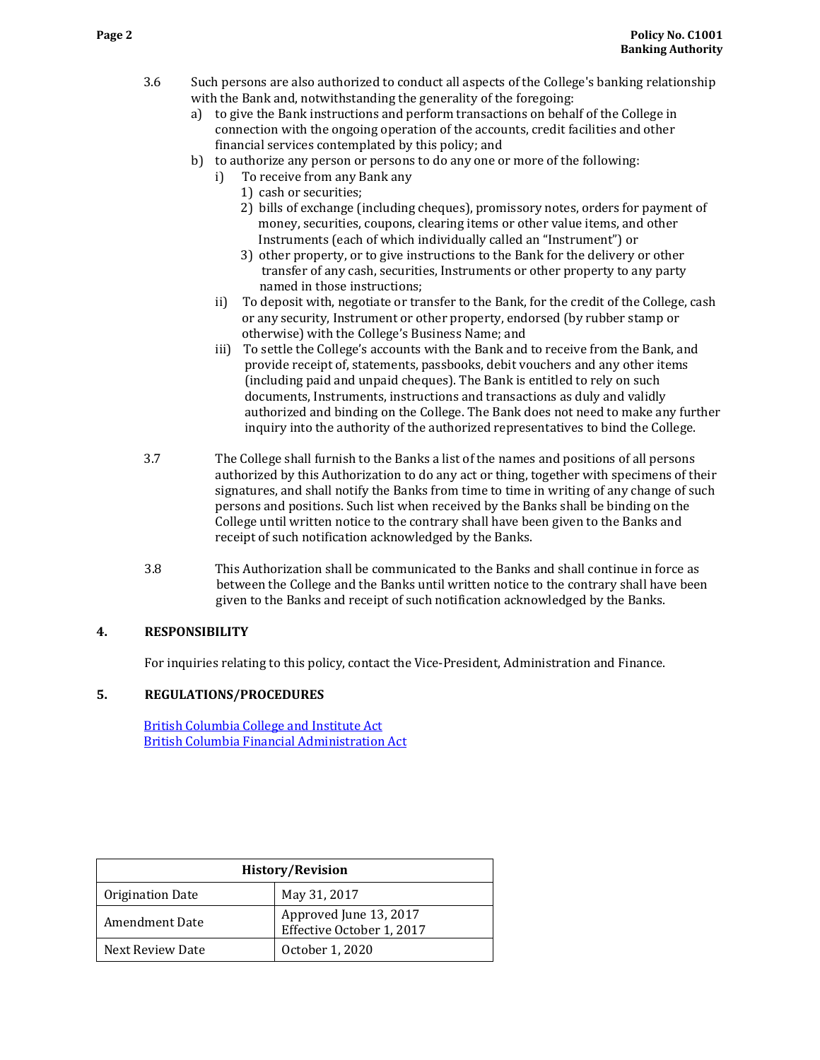3.6 Such persons are also authorized to conduct all aspects of the College's banking relationship with the Bank and, notwithstanding the generality of the foregoing:

a) to give the Bank instructions and perform transactions on behalf of the College in connection with the ongoing operation of the accounts, credit facilities and other financial services contemplated by this policy; and

b) to authorize any person or persons to do any one or more of the following:

   i) To receive from any Bank any

      1) cash or securities;

      2) bills of exchange (including cheques), promissory notes, orders for payment of money, securities, coupons, clearing items or other value items, and other Instruments (each of which individually called an "Instrument") or

      3) other property, or to give instructions to the Bank for the delivery or other transfer of any cash, securities, Instruments or other property to any party named in those instructions;

   ii) To deposit with, negotiate or transfer to the Bank, for the credit of the College, cash or any security, Instrument or other property, endorsed (by rubber stamp or otherwise) with the College's Business Name; and

   iii) To settle the College's accounts with the Bank and to receive from the Bank, and provide receipt of, statements, passbooks, debit vouchers and any other items (including paid and unpaid cheques). The Bank is entitled to rely on such documents, Instruments, instructions and transactions as duly and validly authorized and binding on the College. The Bank does not need to make any further inquiry into the authority of the authorized representatives to bind the College.

3.7 The College shall furnish to the Banks a list of the names and positions of all persons authorized by this Authorization to do any act or thing, together with specimens of their signatures, and shall notify the Banks from time to time in writing of any change of such persons and positions. Such list when received by the Banks shall be binding on the College until written notice to the contrary shall have been given to the Banks and receipt of such notification acknowledged by the Banks.

3.8 This Authorization shall be communicated to the Banks and shall continue in force as between the College and the Banks until written notice to the contrary shall have been given to the Banks and receipt of such notification acknowledged by the Banks.

## 4. RESPONSIBILITY

For inquiries relating to this policy, contact the Vice-President, Administration and Finance.

## 5. REGULATIONS/PROCEDURES

British Columbia College and Institute Act
British Columbia Financial Administration Act

| History/Revision | |
|---|---|
| Origination Date | May 31, 2017 |
| Amendment Date | Approved June 13, 2017<br>Effective October 1, 2017 |
| Next Review Date | October 1, 2020 |